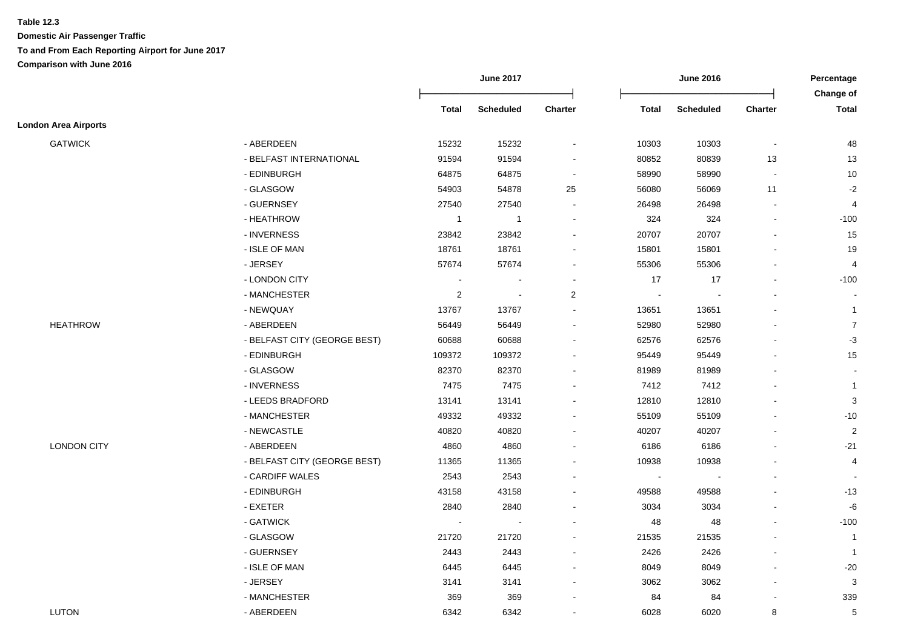**Table 12.3**

**Domestic Air Passenger Traffic**

**To and From Each Reporting Airport for June 2017**

**Comparison with June 2016**

| | | June 2017 | | | June 2016 | | | Percentage Change of |
|---|---|---|---|---|---|---|---|---|
| | | Total | Scheduled | Charter | Total | Scheduled | Charter | Total |
| **London Area Airports** | | | | | | | | |
| GATWICK | - ABERDEEN | 15232 | 15232 | - | 10303 | 10303 | - | 48 |
| | - BELFAST INTERNATIONAL | 91594 | 91594 | - | 80852 | 80839 | 13 | 13 |
| | - EDINBURGH | 64875 | 64875 | - | 58990 | 58990 | - | 10 |
| | - GLASGOW | 54903 | 54878 | 25 | 56080 | 56069 | 11 | -2 |
| | - GUERNSEY | 27540 | 27540 | - | 26498 | 26498 | - | 4 |
| | - HEATHROW | 1 | 1 | - | 324 | 324 | - | -100 |
| | - INVERNESS | 23842 | 23842 | - | 20707 | 20707 | - | 15 |
| | - ISLE OF MAN | 18761 | 18761 | - | 15801 | 15801 | - | 19 |
| | - JERSEY | 57674 | 57674 | - | 55306 | 55306 | - | 4 |
| | - LONDON CITY | - | - | - | 17 | 17 | - | -100 |
| | - MANCHESTER | 2 | - | 2 | - | - | - | - |
| | - NEWQUAY | 13767 | 13767 | - | 13651 | 13651 | - | 1 |
| HEATHROW | - ABERDEEN | 56449 | 56449 | - | 52980 | 52980 | - | 7 |
| | - BELFAST CITY (GEORGE BEST) | 60688 | 60688 | - | 62576 | 62576 | - | -3 |
| | - EDINBURGH | 109372 | 109372 | - | 95449 | 95449 | - | 15 |
| | - GLASGOW | 82370 | 82370 | - | 81989 | 81989 | - | - |
| | - INVERNESS | 7475 | 7475 | - | 7412 | 7412 | - | 1 |
| | - LEEDS BRADFORD | 13141 | 13141 | - | 12810 | 12810 | - | 3 |
| | - MANCHESTER | 49332 | 49332 | - | 55109 | 55109 | - | -10 |
| | - NEWCASTLE | 40820 | 40820 | - | 40207 | 40207 | - | 2 |
| LONDON CITY | - ABERDEEN | 4860 | 4860 | - | 6186 | 6186 | - | -21 |
| | - BELFAST CITY (GEORGE BEST) | 11365 | 11365 | - | 10938 | 10938 | - | 4 |
| | - CARDIFF WALES | 2543 | 2543 | - | - | - | - | - |
| | - EDINBURGH | 43158 | 43158 | - | 49588 | 49588 | - | -13 |
| | - EXETER | 2840 | 2840 | - | 3034 | 3034 | - | -6 |
| | - GATWICK | - | - | - | 48 | 48 | - | -100 |
| | - GLASGOW | 21720 | 21720 | - | 21535 | 21535 | - | 1 |
| | - GUERNSEY | 2443 | 2443 | - | 2426 | 2426 | - | 1 |
| | - ISLE OF MAN | 6445 | 6445 | - | 8049 | 8049 | - | -20 |
| | - JERSEY | 3141 | 3141 | - | 3062 | 3062 | - | 3 |
| | - MANCHESTER | 369 | 369 | - | 84 | 84 | - | 339 |
| LUTON | - ABERDEEN | 6342 | 6342 | - | 6028 | 6020 | 8 | 5 |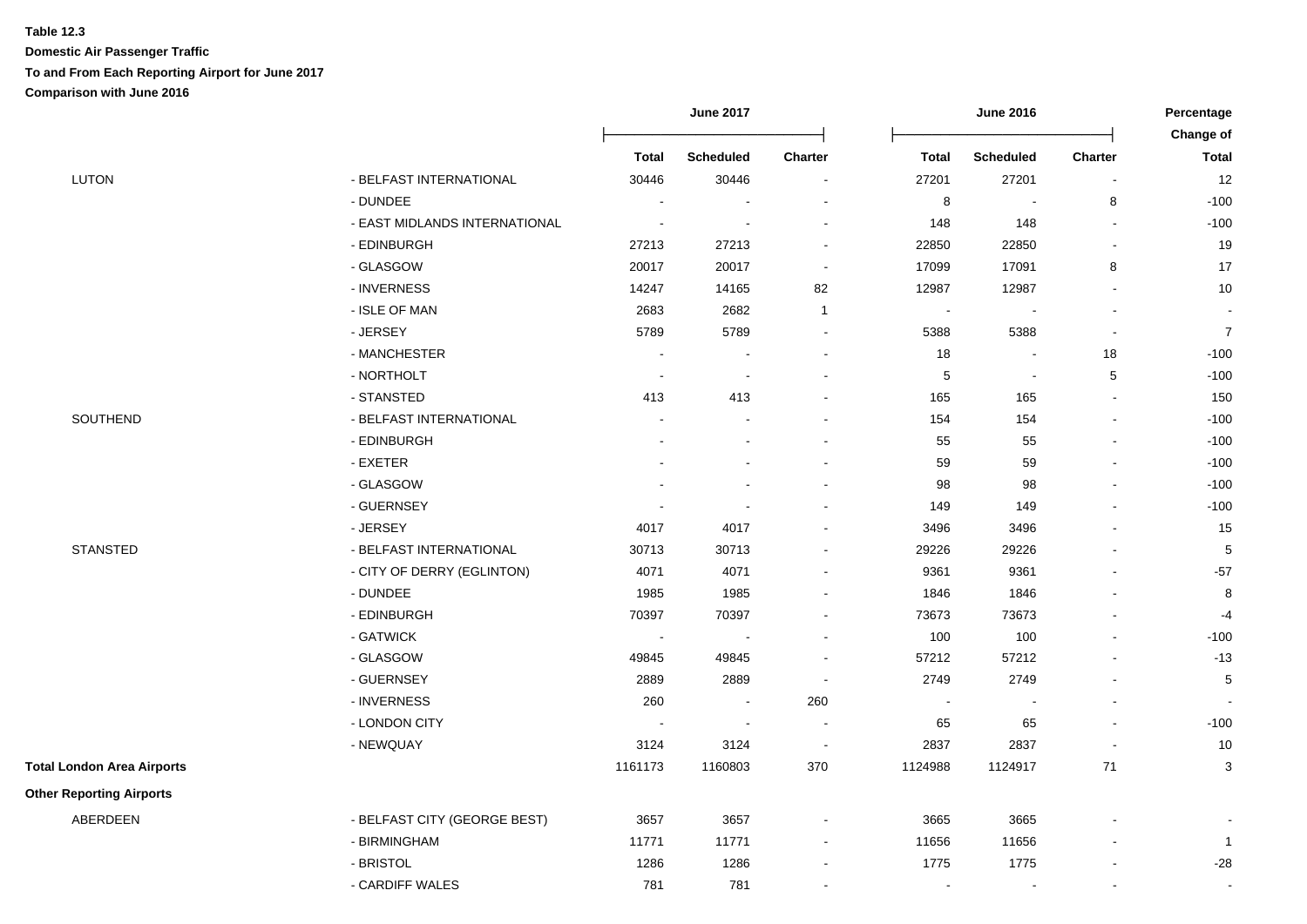**Table 12.3**

**Domestic Air Passenger Traffic**

**To and From Each Reporting Airport for June 2017**

**Comparison with June 2016**

| | | June 2017 | | | June 2016 | | | Percentage Change of |
|---|---|---|---|---|---|---|---|---|
| | | **Total** | **Scheduled** | **Charter** | **Total** | **Scheduled** | **Charter** | **Total** |
| LUTON | - BELFAST INTERNATIONAL | 30446 | 30446 | - | 27201 | 27201 | - | 12 |
| | - DUNDEE | - | - | - | 8 | - | 8 | -100 |
| | - EAST MIDLANDS INTERNATIONAL | - | - | - | 148 | 148 | - | -100 |
| | - EDINBURGH | 27213 | 27213 | - | 22850 | 22850 | - | 19 |
| | - GLASGOW | 20017 | 20017 | - | 17099 | 17091 | 8 | 17 |
| | - INVERNESS | 14247 | 14165 | 82 | 12987 | 12987 | - | 10 |
| | - ISLE OF MAN | 2683 | 2682 | 1 | - | - | - | - |
| | - JERSEY | 5789 | 5789 | - | 5388 | 5388 | - | 7 |
| | - MANCHESTER | - | - | - | 18 | - | 18 | -100 |
| | - NORTHOLT | - | - | - | 5 | - | 5 | -100 |
| | - STANSTED | 413 | 413 | - | 165 | 165 | - | 150 |
| SOUTHEND | - BELFAST INTERNATIONAL | - | - | - | 154 | 154 | - | -100 |
| | - EDINBURGH | - | - | - | 55 | 55 | - | -100 |
| | - EXETER | - | - | - | 59 | 59 | - | -100 |
| | - GLASGOW | - | - | - | 98 | 98 | - | -100 |
| | - GUERNSEY | - | - | - | 149 | 149 | - | -100 |
| | - JERSEY | 4017 | 4017 | - | 3496 | 3496 | - | 15 |
| STANSTED | - BELFAST INTERNATIONAL | 30713 | 30713 | - | 29226 | 29226 | - | 5 |
| | - CITY OF DERRY (EGLINTON) | 4071 | 4071 | - | 9361 | 9361 | - | -57 |
| | - DUNDEE | 1985 | 1985 | - | 1846 | 1846 | - | 8 |
| | - EDINBURGH | 70397 | 70397 | - | 73673 | 73673 | - | -4 |
| | - GATWICK | - | - | - | 100 | 100 | - | -100 |
| | - GLASGOW | 49845 | 49845 | - | 57212 | 57212 | - | -13 |
| | - GUERNSEY | 2889 | 2889 | - | 2749 | 2749 | - | 5 |
| | - INVERNESS | 260 | - | 260 | - | - | - | - |
| | - LONDON CITY | - | - | - | 65 | 65 | - | -100 |
| | - NEWQUAY | 3124 | 3124 | - | 2837 | 2837 | - | 10 |
| **Total London Area Airports** | | 1161173 | 1160803 | 370 | 1124988 | 1124917 | 71 | 3 |
| **Other Reporting Airports** | | | | | | | | |
| ABERDEEN | - BELFAST CITY (GEORGE BEST) | 3657 | 3657 | - | 3665 | 3665 | - | - |
| | - BIRMINGHAM | 11771 | 11771 | - | 11656 | 11656 | - | 1 |
| | - BRISTOL | 1286 | 1286 | - | 1775 | 1775 | - | -28 |
| | - CARDIFF WALES | 781 | 781 | - | - | - | - | - |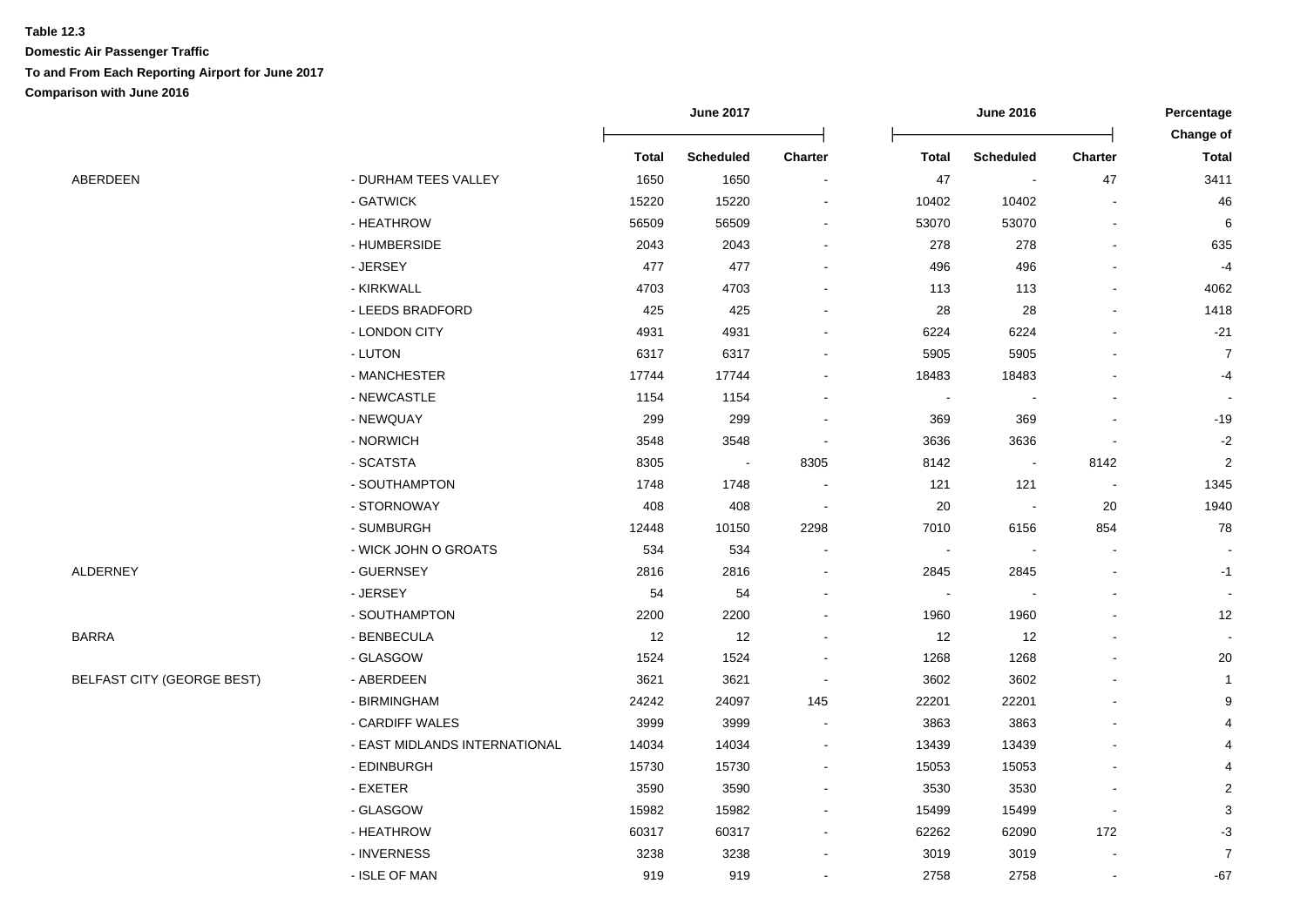**Table 12.3**

**Domestic Air Passenger Traffic**

**To and From Each Reporting Airport for June 2017**

**Comparison with June 2016**

| | | June 2017 | | | June 2016 | | | Percentage Change of |
|---|---|---|---|---|---|---|---|---|
| | | Total | Scheduled | Charter | Total | Scheduled | Charter | Total |
| ABERDEEN | - DURHAM TEES VALLEY | 1650 | 1650 | - | 47 | - | 47 | 3411 |
| | - GATWICK | 15220 | 15220 | - | 10402 | 10402 | - | 46 |
| | - HEATHROW | 56509 | 56509 | - | 53070 | 53070 | - | 6 |
| | - HUMBERSIDE | 2043 | 2043 | - | 278 | 278 | - | 635 |
| | - JERSEY | 477 | 477 | - | 496 | 496 | - | -4 |
| | - KIRKWALL | 4703 | 4703 | - | 113 | 113 | - | 4062 |
| | - LEEDS BRADFORD | 425 | 425 | - | 28 | 28 | - | 1418 |
| | - LONDON CITY | 4931 | 4931 | - | 6224 | 6224 | - | -21 |
| | - LUTON | 6317 | 6317 | - | 5905 | 5905 | - | 7 |
| | - MANCHESTER | 17744 | 17744 | - | 18483 | 18483 | - | -4 |
| | - NEWCASTLE | 1154 | 1154 | - | - | - | - | - |
| | - NEWQUAY | 299 | 299 | - | 369 | 369 | - | -19 |
| | - NORWICH | 3548 | 3548 | - | 3636 | 3636 | - | -2 |
| | - SCATSTA | 8305 | - | 8305 | 8142 | - | 8142 | 2 |
| | - SOUTHAMPTON | 1748 | 1748 | - | 121 | 121 | - | 1345 |
| | - STORNOWAY | 408 | 408 | - | 20 | - | 20 | 1940 |
| | - SUMBURGH | 12448 | 10150 | 2298 | 7010 | 6156 | 854 | 78 |
| | - WICK JOHN O GROATS | 534 | 534 | - | - | - | - | - |
| ALDERNEY | - GUERNSEY | 2816 | 2816 | - | 2845 | 2845 | - | -1 |
| | - JERSEY | 54 | 54 | - | - | - | - | - |
| | - SOUTHAMPTON | 2200 | 2200 | - | 1960 | 1960 | - | 12 |
| BARRA | - BENBECULA | 12 | 12 | - | 12 | 12 | - | - |
| | - GLASGOW | 1524 | 1524 | - | 1268 | 1268 | - | 20 |
| BELFAST CITY (GEORGE BEST) | - ABERDEEN | 3621 | 3621 | - | 3602 | 3602 | - | 1 |
| | - BIRMINGHAM | 24242 | 24097 | 145 | 22201 | 22201 | - | 9 |
| | - CARDIFF WALES | 3999 | 3999 | - | 3863 | 3863 | - | 4 |
| | - EAST MIDLANDS INTERNATIONAL | 14034 | 14034 | - | 13439 | 13439 | - | 4 |
| | - EDINBURGH | 15730 | 15730 | - | 15053 | 15053 | - | 4 |
| | - EXETER | 3590 | 3590 | - | 3530 | 3530 | - | 2 |
| | - GLASGOW | 15982 | 15982 | - | 15499 | 15499 | - | 3 |
| | - HEATHROW | 60317 | 60317 | - | 62262 | 62090 | 172 | -3 |
| | - INVERNESS | 3238 | 3238 | - | 3019 | 3019 | - | 7 |
| | - ISLE OF MAN | 919 | 919 | - | 2758 | 2758 | - | -67 |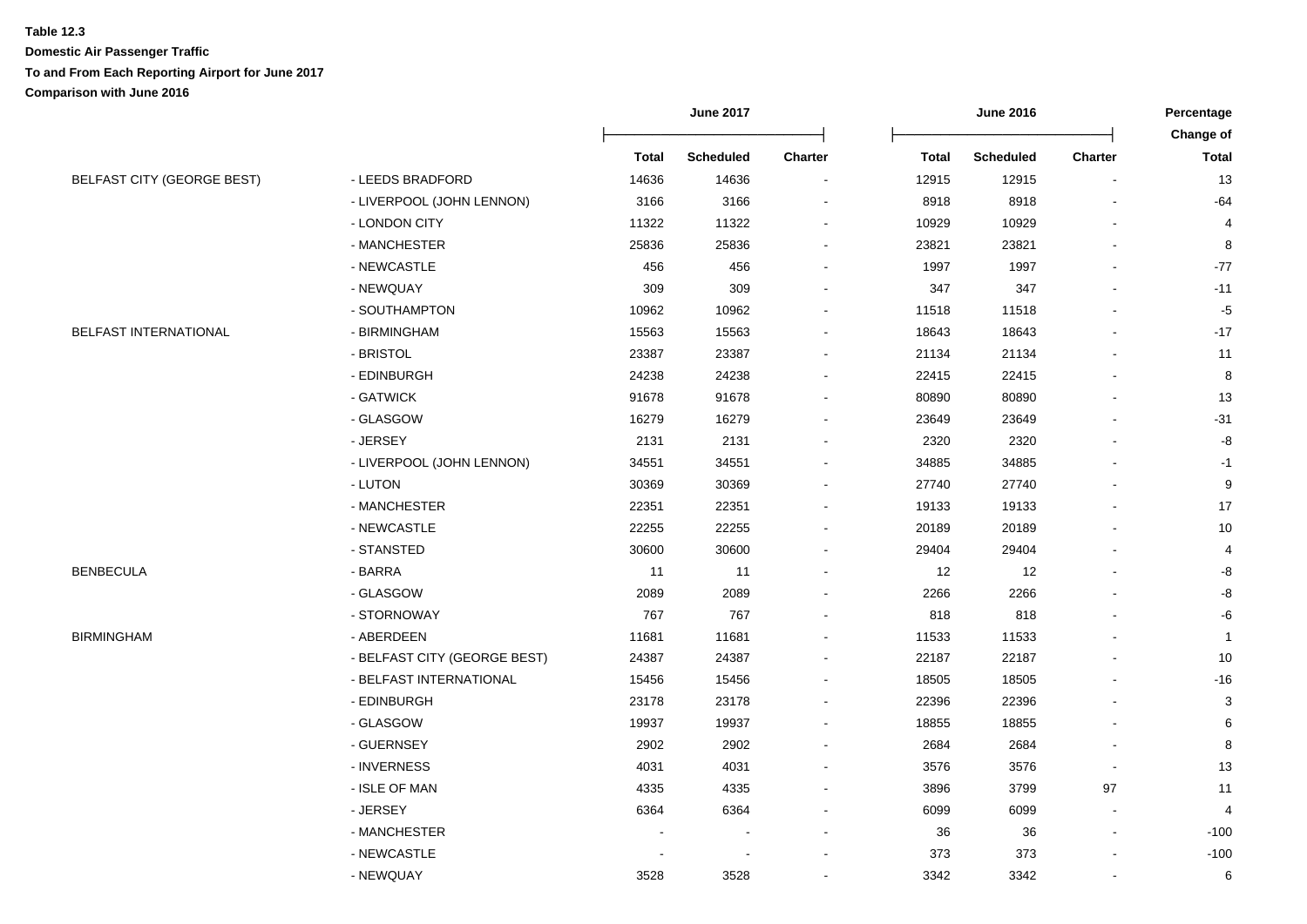**Table 12.3**

**Domestic Air Passenger Traffic**

**To and From Each Reporting Airport for June 2017**

**Comparison with June 2016**

| | | June 2017 | | | June 2016 | | | Percentage Change of |
|---|---|---|---|---|---|---|---|---|
| | | Total | Scheduled | Charter | Total | Scheduled | Charter | Total |
| BELFAST CITY (GEORGE BEST) | - LEEDS BRADFORD | 14636 | 14636 | - | 12915 | 12915 | - | 13 |
| | - LIVERPOOL (JOHN LENNON) | 3166 | 3166 | - | 8918 | 8918 | - | -64 |
| | - LONDON CITY | 11322 | 11322 | - | 10929 | 10929 | - | 4 |
| | - MANCHESTER | 25836 | 25836 | - | 23821 | 23821 | - | 8 |
| | - NEWCASTLE | 456 | 456 | - | 1997 | 1997 | - | -77 |
| | - NEWQUAY | 309 | 309 | - | 347 | 347 | - | -11 |
| | - SOUTHAMPTON | 10962 | 10962 | - | 11518 | 11518 | - | -5 |
| BELFAST INTERNATIONAL | - BIRMINGHAM | 15563 | 15563 | - | 18643 | 18643 | - | -17 |
| | - BRISTOL | 23387 | 23387 | - | 21134 | 21134 | - | 11 |
| | - EDINBURGH | 24238 | 24238 | - | 22415 | 22415 | - | 8 |
| | - GATWICK | 91678 | 91678 | - | 80890 | 80890 | - | 13 |
| | - GLASGOW | 16279 | 16279 | - | 23649 | 23649 | - | -31 |
| | - JERSEY | 2131 | 2131 | - | 2320 | 2320 | - | -8 |
| | - LIVERPOOL (JOHN LENNON) | 34551 | 34551 | - | 34885 | 34885 | - | -1 |
| | - LUTON | 30369 | 30369 | - | 27740 | 27740 | - | 9 |
| | - MANCHESTER | 22351 | 22351 | - | 19133 | 19133 | - | 17 |
| | - NEWCASTLE | 22255 | 22255 | - | 20189 | 20189 | - | 10 |
| | - STANSTED | 30600 | 30600 | - | 29404 | 29404 | - | 4 |
| BENBECULA | - BARRA | 11 | 11 | - | 12 | 12 | - | -8 |
| | - GLASGOW | 2089 | 2089 | - | 2266 | 2266 | - | -8 |
| | - STORNOWAY | 767 | 767 | - | 818 | 818 | - | -6 |
| BIRMINGHAM | - ABERDEEN | 11681 | 11681 | - | 11533 | 11533 | - | 1 |
| | - BELFAST CITY (GEORGE BEST) | 24387 | 24387 | - | 22187 | 22187 | - | 10 |
| | - BELFAST INTERNATIONAL | 15456 | 15456 | - | 18505 | 18505 | - | -16 |
| | - EDINBURGH | 23178 | 23178 | - | 22396 | 22396 | - | 3 |
| | - GLASGOW | 19937 | 19937 | - | 18855 | 18855 | - | 6 |
| | - GUERNSEY | 2902 | 2902 | - | 2684 | 2684 | - | 8 |
| | - INVERNESS | 4031 | 4031 | - | 3576 | 3576 | - | 13 |
| | - ISLE OF MAN | 4335 | 4335 | - | 3896 | 3799 | 97 | 11 |
| | - JERSEY | 6364 | 6364 | - | 6099 | 6099 | - | 4 |
| | - MANCHESTER | - | - | - | 36 | 36 | - | -100 |
| | - NEWCASTLE | - | - | - | 373 | 373 | - | -100 |
| | - NEWQUAY | 3528 | 3528 | - | 3342 | 3342 | - | 6 |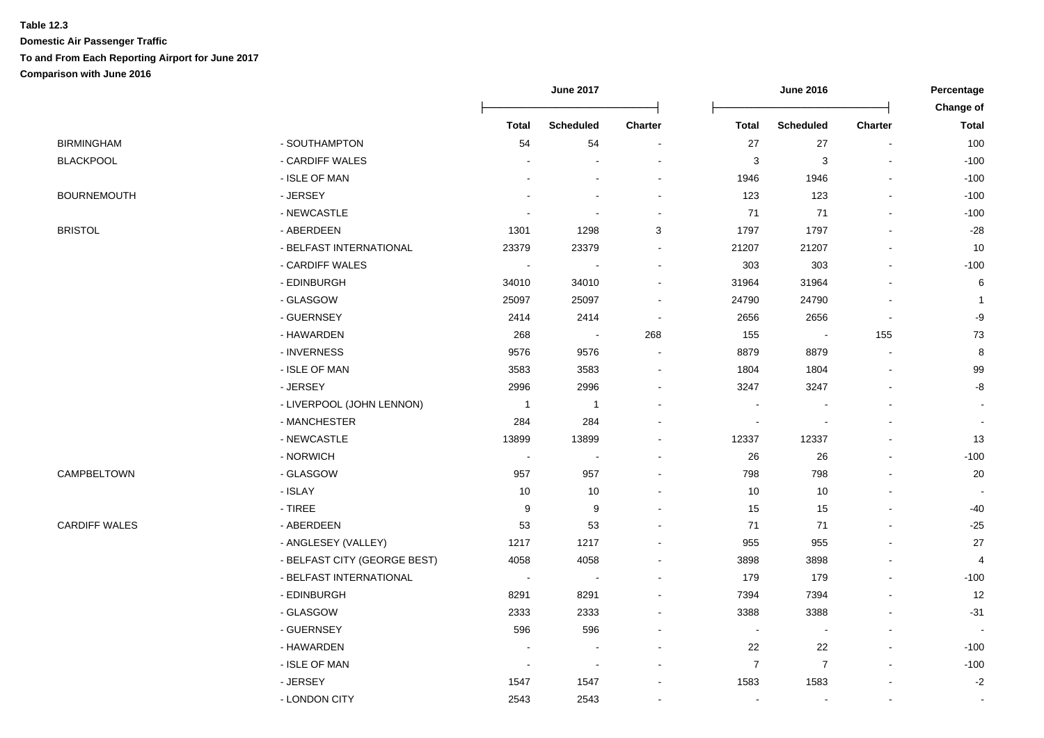**Table 12.3**

**Domestic Air Passenger Traffic**

**To and From Each Reporting Airport for June 2017**

**Comparison with June 2016**

| | | June 2017 | | | June 2016 | | | Percentage Change of |
|---|---|---|---|---|---|---|---|---|
| | | Total | Scheduled | Charter | Total | Scheduled | Charter | Total |
| BIRMINGHAM | - SOUTHAMPTON | 54 | 54 | - | 27 | 27 | - | 100 |
| BLACKPOOL | - CARDIFF WALES | - | - | - | 3 | 3 | - | -100 |
| | - ISLE OF MAN | - | - | - | 1946 | 1946 | - | -100 |
| BOURNEMOUTH | - JERSEY | - | - | - | 123 | 123 | - | -100 |
| | - NEWCASTLE | - | - | - | 71 | 71 | - | -100 |
| BRISTOL | - ABERDEEN | 1301 | 1298 | 3 | 1797 | 1797 | - | -28 |
| | - BELFAST INTERNATIONAL | 23379 | 23379 | - | 21207 | 21207 | - | 10 |
| | - CARDIFF WALES | - | - | - | 303 | 303 | - | -100 |
| | - EDINBURGH | 34010 | 34010 | - | 31964 | 31964 | - | 6 |
| | - GLASGOW | 25097 | 25097 | - | 24790 | 24790 | - | 1 |
| | - GUERNSEY | 2414 | 2414 | - | 2656 | 2656 | - | -9 |
| | - HAWARDEN | 268 | - | 268 | 155 | - | 155 | 73 |
| | - INVERNESS | 9576 | 9576 | - | 8879 | 8879 | - | 8 |
| | - ISLE OF MAN | 3583 | 3583 | - | 1804 | 1804 | - | 99 |
| | - JERSEY | 2996 | 2996 | - | 3247 | 3247 | - | -8 |
| | - LIVERPOOL (JOHN LENNON) | 1 | 1 | - | - | - | - | - |
| | - MANCHESTER | 284 | 284 | - | - | - | - | - |
| | - NEWCASTLE | 13899 | 13899 | - | 12337 | 12337 | - | 13 |
| | - NORWICH | - | - | - | 26 | 26 | - | -100 |
| CAMPBELTOWN | - GLASGOW | 957 | 957 | - | 798 | 798 | - | 20 |
| | - ISLAY | 10 | 10 | - | 10 | 10 | - | - |
| | - TIREE | 9 | 9 | - | 15 | 15 | - | -40 |
| CARDIFF WALES | - ABERDEEN | 53 | 53 | - | 71 | 71 | - | -25 |
| | - ANGLESEY (VALLEY) | 1217 | 1217 | - | 955 | 955 | - | 27 |
| | - BELFAST CITY (GEORGE BEST) | 4058 | 4058 | - | 3898 | 3898 | - | 4 |
| | - BELFAST INTERNATIONAL | - | - | - | 179 | 179 | - | -100 |
| | - EDINBURGH | 8291 | 8291 | - | 7394 | 7394 | - | 12 |
| | - GLASGOW | 2333 | 2333 | - | 3388 | 3388 | - | -31 |
| | - GUERNSEY | 596 | 596 | - | - | - | - | - |
| | - HAWARDEN | - | - | - | 22 | 22 | - | -100 |
| | - ISLE OF MAN | - | - | - | 7 | 7 | - | -100 |
| | - JERSEY | 1547 | 1547 | - | 1583 | 1583 | - | -2 |
| | - LONDON CITY | 2543 | 2543 | - | - | - | - | - |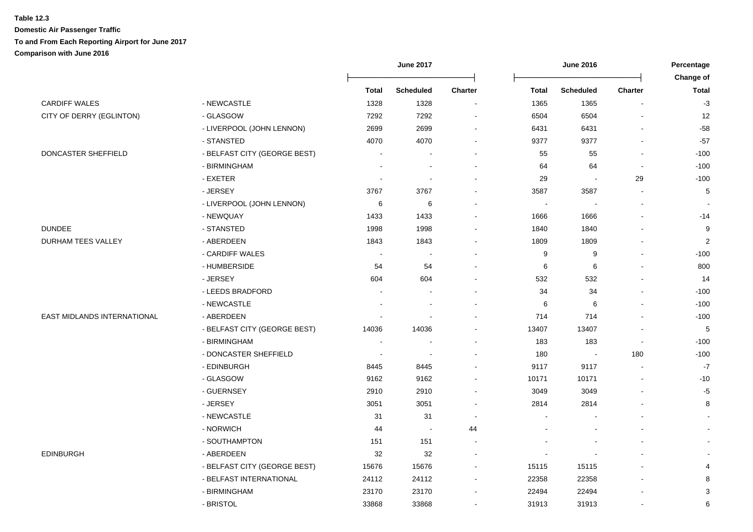**Table 12.3**

**Domestic Air Passenger Traffic**

**To and From Each Reporting Airport for June 2017**

**Comparison with June 2016**

| | | June 2017 | | | June 2016 | | | Percentage Change of |
|---|---|---|---|---|---|---|---|---|
| | | Total | Scheduled | Charter | Total | Scheduled | Charter | Total |
| CARDIFF WALES | - NEWCASTLE | 1328 | 1328 | - | 1365 | 1365 | - | -3 |
| CITY OF DERRY (EGLINTON) | - GLASGOW | 7292 | 7292 | - | 6504 | 6504 | - | 12 |
| | - LIVERPOOL (JOHN LENNON) | 2699 | 2699 | - | 6431 | 6431 | - | -58 |
| | - STANSTED | 4070 | 4070 | - | 9377 | 9377 | - | -57 |
| DONCASTER SHEFFIELD | - BELFAST CITY (GEORGE BEST) | - | - | - | 55 | 55 | - | -100 |
| | - BIRMINGHAM | - | - | - | 64 | 64 | - | -100 |
| | - EXETER | - | - | - | 29 | - | 29 | -100 |
| | - JERSEY | 3767 | 3767 | - | 3587 | 3587 | - | 5 |
| | - LIVERPOOL (JOHN LENNON) | 6 | 6 | - | - | - | - | - |
| | - NEWQUAY | 1433 | 1433 | - | 1666 | 1666 | - | -14 |
| DUNDEE | - STANSTED | 1998 | 1998 | - | 1840 | 1840 | - | 9 |
| DURHAM TEES VALLEY | - ABERDEEN | 1843 | 1843 | - | 1809 | 1809 | - | 2 |
| | - CARDIFF WALES | - | - | - | 9 | 9 | - | -100 |
| | - HUMBERSIDE | 54 | 54 | - | 6 | 6 | - | 800 |
| | - JERSEY | 604 | 604 | - | 532 | 532 | - | 14 |
| | - LEEDS BRADFORD | - | - | - | 34 | 34 | - | -100 |
| | - NEWCASTLE | - | - | - | 6 | 6 | - | -100 |
| EAST MIDLANDS INTERNATIONAL | - ABERDEEN | - | - | - | 714 | 714 | - | -100 |
| | - BELFAST CITY (GEORGE BEST) | 14036 | 14036 | - | 13407 | 13407 | - | 5 |
| | - BIRMINGHAM | - | - | - | 183 | 183 | - | -100 |
| | - DONCASTER SHEFFIELD | - | - | - | 180 | - | 180 | -100 |
| | - EDINBURGH | 8445 | 8445 | - | 9117 | 9117 | - | -7 |
| | - GLASGOW | 9162 | 9162 | - | 10171 | 10171 | - | -10 |
| | - GUERNSEY | 2910 | 2910 | - | 3049 | 3049 | - | -5 |
| | - JERSEY | 3051 | 3051 | - | 2814 | 2814 | - | 8 |
| | - NEWCASTLE | 31 | 31 | - | - | - | - | - |
| | - NORWICH | 44 | - | 44 | - | - | - | - |
| | - SOUTHAMPTON | 151 | 151 | - | - | - | - | - |
| EDINBURGH | - ABERDEEN | 32 | 32 | - | - | - | - | - |
| | - BELFAST CITY (GEORGE BEST) | 15676 | 15676 | - | 15115 | 15115 | - | 4 |
| | - BELFAST INTERNATIONAL | 24112 | 24112 | - | 22358 | 22358 | - | 8 |
| | - BIRMINGHAM | 23170 | 23170 | - | 22494 | 22494 | - | 3 |
| | - BRISTOL | 33868 | 33868 | - | 31913 | 31913 | - | 6 |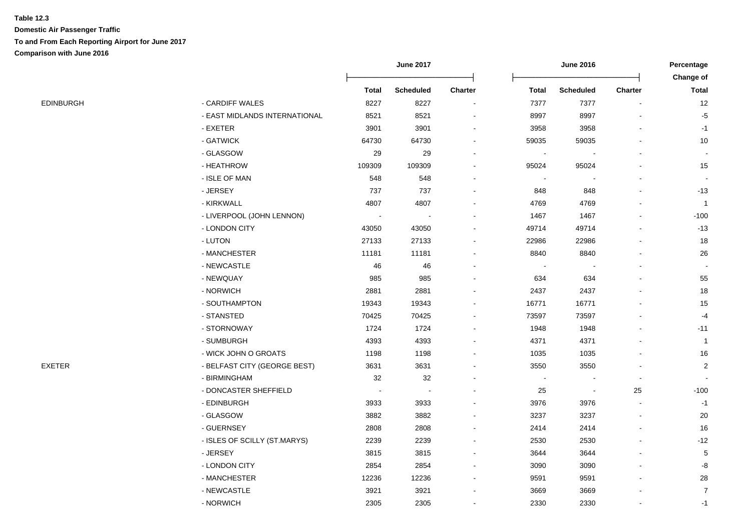**Table 12.3**

**Domestic Air Passenger Traffic**

**To and From Each Reporting Airport for June 2017**

**Comparison with June 2016**

| | | June 2017 | | | June 2016 | | | Percentage Change of |
|---|---|---|---|---|---|---|---|---|
| | | Total | Scheduled | Charter | Total | Scheduled | Charter | Total |
| EDINBURGH | - CARDIFF WALES | 8227 | 8227 | - | 7377 | 7377 | - | 12 |
| | - EAST MIDLANDS INTERNATIONAL | 8521 | 8521 | - | 8997 | 8997 | - | -5 |
| | - EXETER | 3901 | 3901 | - | 3958 | 3958 | - | -1 |
| | - GATWICK | 64730 | 64730 | - | 59035 | 59035 | - | 10 |
| | - GLASGOW | 29 | 29 | - | - | - | - | - |
| | - HEATHROW | 109309 | 109309 | - | 95024 | 95024 | - | 15 |
| | - ISLE OF MAN | 548 | 548 | - | - | - | - | - |
| | - JERSEY | 737 | 737 | - | 848 | 848 | - | -13 |
| | - KIRKWALL | 4807 | 4807 | - | 4769 | 4769 | - | 1 |
| | - LIVERPOOL (JOHN LENNON) | - | - | - | 1467 | 1467 | - | -100 |
| | - LONDON CITY | 43050 | 43050 | - | 49714 | 49714 | - | -13 |
| | - LUTON | 27133 | 27133 | - | 22986 | 22986 | - | 18 |
| | - MANCHESTER | 11181 | 11181 | - | 8840 | 8840 | - | 26 |
| | - NEWCASTLE | 46 | 46 | - | - | - | - | - |
| | - NEWQUAY | 985 | 985 | - | 634 | 634 | - | 55 |
| | - NORWICH | 2881 | 2881 | - | 2437 | 2437 | - | 18 |
| | - SOUTHAMPTON | 19343 | 19343 | - | 16771 | 16771 | - | 15 |
| | - STANSTED | 70425 | 70425 | - | 73597 | 73597 | - | -4 |
| | - STORNOWAY | 1724 | 1724 | - | 1948 | 1948 | - | -11 |
| | - SUMBURGH | 4393 | 4393 | - | 4371 | 4371 | - | 1 |
| | - WICK JOHN O GROATS | 1198 | 1198 | - | 1035 | 1035 | - | 16 |
| EXETER | - BELFAST CITY (GEORGE BEST) | 3631 | 3631 | - | 3550 | 3550 | - | 2 |
| | - BIRMINGHAM | 32 | 32 | - | - | - | - | - |
| | - DONCASTER SHEFFIELD | - | - | - | 25 | - | 25 | -100 |
| | - EDINBURGH | 3933 | 3933 | - | 3976 | 3976 | - | -1 |
| | - GLASGOW | 3882 | 3882 | - | 3237 | 3237 | - | 20 |
| | - GUERNSEY | 2808 | 2808 | - | 2414 | 2414 | - | 16 |
| | - ISLES OF SCILLY (ST.MARYS) | 2239 | 2239 | - | 2530 | 2530 | - | -12 |
| | - JERSEY | 3815 | 3815 | - | 3644 | 3644 | - | 5 |
| | - LONDON CITY | 2854 | 2854 | - | 3090 | 3090 | - | -8 |
| | - MANCHESTER | 12236 | 12236 | - | 9591 | 9591 | - | 28 |
| | - NEWCASTLE | 3921 | 3921 | - | 3669 | 3669 | - | 7 |
| | - NORWICH | 2305 | 2305 | - | 2330 | 2330 | - | -1 |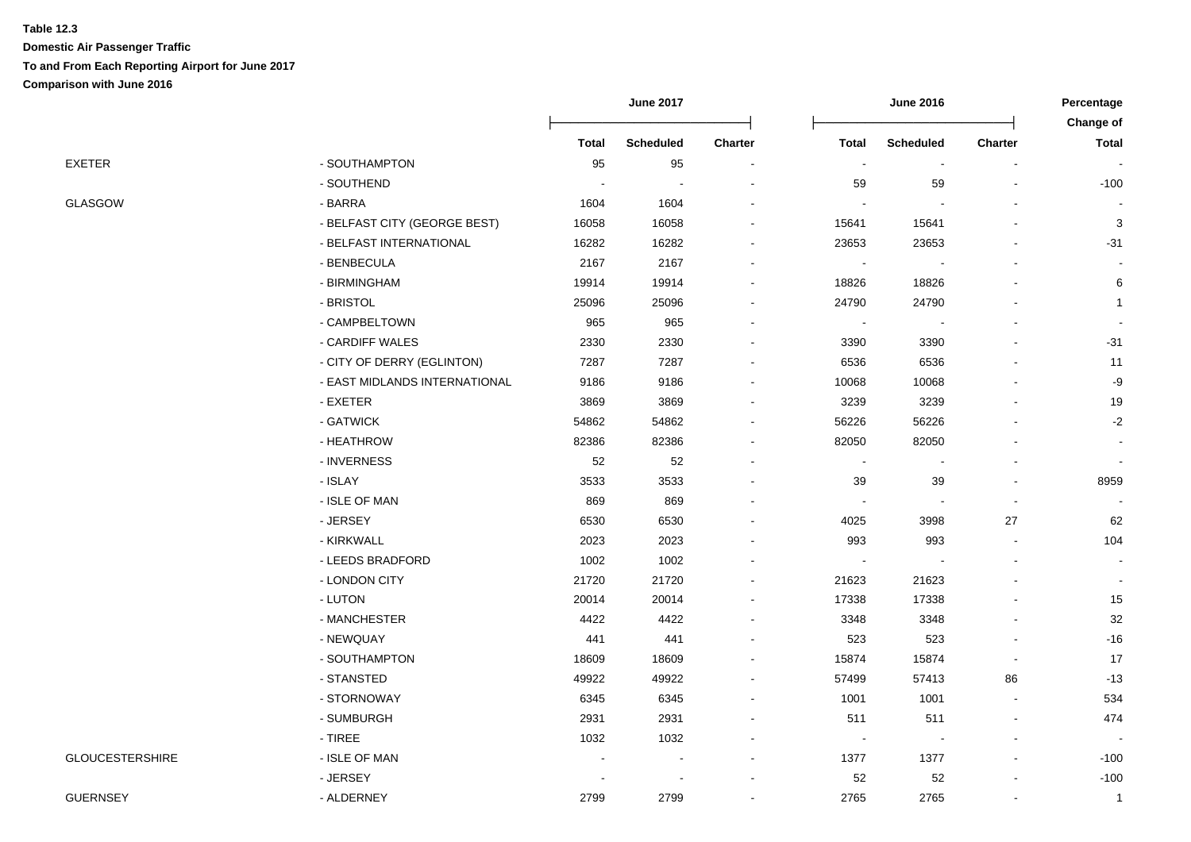**Table 12.3**

**Domestic Air Passenger Traffic**

**To and From Each Reporting Airport for June 2017**

**Comparison with June 2016**

| | | June 2017 | | | June 2016 | | | Percentage Change of |
|---|---|---|---|---|---|---|---|---|
| | | Total | Scheduled | Charter | Total | Scheduled | Charter | Total |
| EXETER | - SOUTHAMPTON | 95 | 95 | - | - | - | - | - |
| | - SOUTHEND | - | - | - | 59 | 59 | - | -100 |
| GLASGOW | - BARRA | 1604 | 1604 | - | - | - | - | - |
| | - BELFAST CITY (GEORGE BEST) | 16058 | 16058 | - | 15641 | 15641 | - | 3 |
| | - BELFAST INTERNATIONAL | 16282 | 16282 | - | 23653 | 23653 | - | -31 |
| | - BENBECULA | 2167 | 2167 | - | - | - | - | - |
| | - BIRMINGHAM | 19914 | 19914 | - | 18826 | 18826 | - | 6 |
| | - BRISTOL | 25096 | 25096 | - | 24790 | 24790 | - | 1 |
| | - CAMPBELTOWN | 965 | 965 | - | - | - | - | - |
| | - CARDIFF WALES | 2330 | 2330 | - | 3390 | 3390 | - | -31 |
| | - CITY OF DERRY (EGLINTON) | 7287 | 7287 | - | 6536 | 6536 | - | 11 |
| | - EAST MIDLANDS INTERNATIONAL | 9186 | 9186 | - | 10068 | 10068 | - | -9 |
| | - EXETER | 3869 | 3869 | - | 3239 | 3239 | - | 19 |
| | - GATWICK | 54862 | 54862 | - | 56226 | 56226 | - | -2 |
| | - HEATHROW | 82386 | 82386 | - | 82050 | 82050 | - | - |
| | - INVERNESS | 52 | 52 | - | - | - | - | - |
| | - ISLAY | 3533 | 3533 | - | 39 | 39 | - | 8959 |
| | - ISLE OF MAN | 869 | 869 | - | - | - | - | - |
| | - JERSEY | 6530 | 6530 | - | 4025 | 3998 | 27 | 62 |
| | - KIRKWALL | 2023 | 2023 | - | 993 | 993 | - | 104 |
| | - LEEDS BRADFORD | 1002 | 1002 | - | - | - | - | - |
| | - LONDON CITY | 21720 | 21720 | - | 21623 | 21623 | - | - |
| | - LUTON | 20014 | 20014 | - | 17338 | 17338 | - | 15 |
| | - MANCHESTER | 4422 | 4422 | - | 3348 | 3348 | - | 32 |
| | - NEWQUAY | 441 | 441 | - | 523 | 523 | - | -16 |
| | - SOUTHAMPTON | 18609 | 18609 | - | 15874 | 15874 | - | 17 |
| | - STANSTED | 49922 | 49922 | - | 57499 | 57413 | 86 | -13 |
| | - STORNOWAY | 6345 | 6345 | - | 1001 | 1001 | - | 534 |
| | - SUMBURGH | 2931 | 2931 | - | 511 | 511 | - | 474 |
| | - TIREE | 1032 | 1032 | - | - | - | - | - |
| GLOUCESTERSHIRE | - ISLE OF MAN | - | - | - | 1377 | 1377 | - | -100 |
| | - JERSEY | - | - | - | 52 | 52 | - | -100 |
| GUERNSEY | - ALDERNEY | 2799 | 2799 | - | 2765 | 2765 | - | 1 |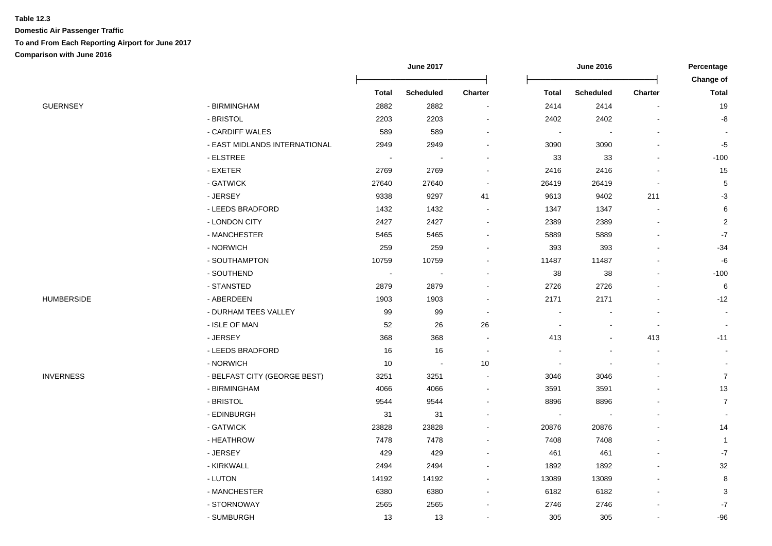**Table 12.3**

**Domestic Air Passenger Traffic**

**To and From Each Reporting Airport for June 2017**

**Comparison with June 2016**

| | | June 2017 | | | June 2016 | | | Percentage Change of |
|---|---|---|---|---|---|---|---|---|
| | | Total | Scheduled | Charter | Total | Scheduled | Charter | Total |
| GUERNSEY | - BIRMINGHAM | 2882 | 2882 | - | 2414 | 2414 | - | 19 |
| | - BRISTOL | 2203 | 2203 | - | 2402 | 2402 | - | -8 |
| | - CARDIFF WALES | 589 | 589 | - | - | - | - | - |
| | - EAST MIDLANDS INTERNATIONAL | 2949 | 2949 | - | 3090 | 3090 | - | -5 |
| | - ELSTREE | - | - | - | 33 | 33 | - | -100 |
| | - EXETER | 2769 | 2769 | - | 2416 | 2416 | - | 15 |
| | - GATWICK | 27640 | 27640 | - | 26419 | 26419 | - | 5 |
| | - JERSEY | 9338 | 9297 | 41 | 9613 | 9402 | 211 | -3 |
| | - LEEDS BRADFORD | 1432 | 1432 | - | 1347 | 1347 | - | 6 |
| | - LONDON CITY | 2427 | 2427 | - | 2389 | 2389 | - | 2 |
| | - MANCHESTER | 5465 | 5465 | - | 5889 | 5889 | - | -7 |
| | - NORWICH | 259 | 259 | - | 393 | 393 | - | -34 |
| | - SOUTHAMPTON | 10759 | 10759 | - | 11487 | 11487 | - | -6 |
| | - SOUTHEND | - | - | - | 38 | 38 | - | -100 |
| | - STANSTED | 2879 | 2879 | - | 2726 | 2726 | - | 6 |
| HUMBERSIDE | - ABERDEEN | 1903 | 1903 | - | 2171 | 2171 | - | -12 |
| | - DURHAM TEES VALLEY | 99 | 99 | - | - | - | - | - |
| | - ISLE OF MAN | 52 | 26 | 26 | - | - | - | - |
| | - JERSEY | 368 | 368 | - | 413 | - | 413 | -11 |
| | - LEEDS BRADFORD | 16 | 16 | - | - | - | - | - |
| | - NORWICH | 10 | - | 10 | - | - | - | - |
| INVERNESS | - BELFAST CITY (GEORGE BEST) | 3251 | 3251 | - | 3046 | 3046 | - | 7 |
| | - BIRMINGHAM | 4066 | 4066 | - | 3591 | 3591 | - | 13 |
| | - BRISTOL | 9544 | 9544 | - | 8896 | 8896 | - | 7 |
| | - EDINBURGH | 31 | 31 | - | - | - | - | - |
| | - GATWICK | 23828 | 23828 | - | 20876 | 20876 | - | 14 |
| | - HEATHROW | 7478 | 7478 | - | 7408 | 7408 | - | 1 |
| | - JERSEY | 429 | 429 | - | 461 | 461 | - | -7 |
| | - KIRKWALL | 2494 | 2494 | - | 1892 | 1892 | - | 32 |
| | - LUTON | 14192 | 14192 | - | 13089 | 13089 | - | 8 |
| | - MANCHESTER | 6380 | 6380 | - | 6182 | 6182 | - | 3 |
| | - STORNOWAY | 2565 | 2565 | - | 2746 | 2746 | - | -7 |
| | - SUMBURGH | 13 | 13 | - | 305 | 305 | - | -96 |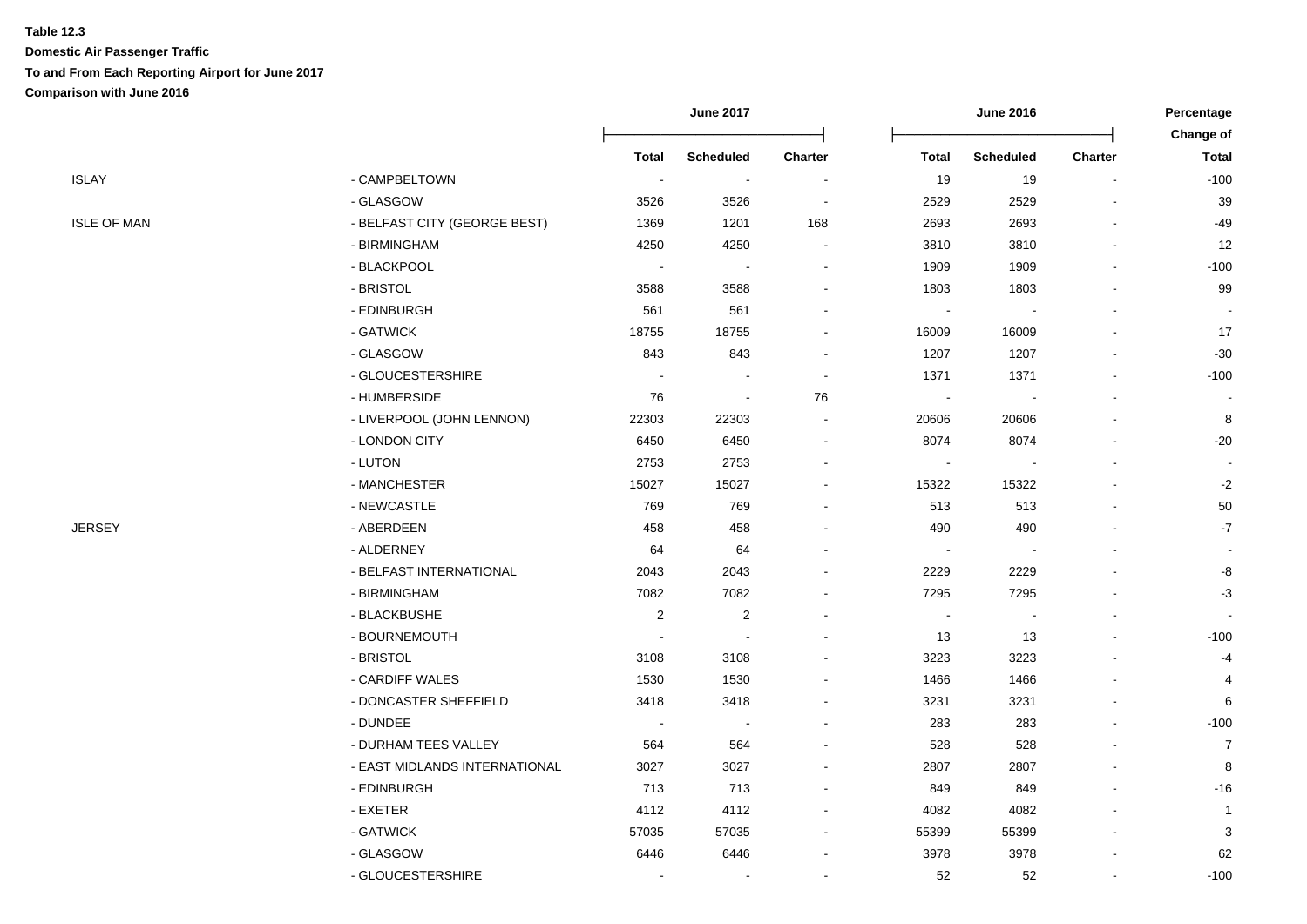**Table 12.3**

**Domestic Air Passenger Traffic**

**To and From Each Reporting Airport for June 2017**

**Comparison with June 2016**

| | | June 2017 | | | June 2016 | | | Percentage Change of |
|---|---|---|---|---|---|---|---|---|
| | | Total | Scheduled | Charter | Total | Scheduled | Charter | Total |
| ISLAY | - CAMPBELTOWN | - | - | - | 19 | 19 | - | -100 |
| | - GLASGOW | 3526 | 3526 | - | 2529 | 2529 | - | 39 |
| ISLE OF MAN | - BELFAST CITY (GEORGE BEST) | 1369 | 1201 | 168 | 2693 | 2693 | - | -49 |
| | - BIRMINGHAM | 4250 | 4250 | - | 3810 | 3810 | - | 12 |
| | - BLACKPOOL | - | - | - | 1909 | 1909 | - | -100 |
| | - BRISTOL | 3588 | 3588 | - | 1803 | 1803 | - | 99 |
| | - EDINBURGH | 561 | 561 | - | - | - | - | - |
| | - GATWICK | 18755 | 18755 | - | 16009 | 16009 | - | 17 |
| | - GLASGOW | 843 | 843 | - | 1207 | 1207 | - | -30 |
| | - GLOUCESTERSHIRE | - | - | - | 1371 | 1371 | - | -100 |
| | - HUMBERSIDE | 76 | - | 76 | - | - | - | - |
| | - LIVERPOOL (JOHN LENNON) | 22303 | 22303 | - | 20606 | 20606 | - | 8 |
| | - LONDON CITY | 6450 | 6450 | - | 8074 | 8074 | - | -20 |
| | - LUTON | 2753 | 2753 | - | - | - | - | - |
| | - MANCHESTER | 15027 | 15027 | - | 15322 | 15322 | - | -2 |
| | - NEWCASTLE | 769 | 769 | - | 513 | 513 | - | 50 |
| JERSEY | - ABERDEEN | 458 | 458 | - | 490 | 490 | - | -7 |
| | - ALDERNEY | 64 | 64 | - | - | - | - | - |
| | - BELFAST INTERNATIONAL | 2043 | 2043 | - | 2229 | 2229 | - | -8 |
| | - BIRMINGHAM | 7082 | 7082 | - | 7295 | 7295 | - | -3 |
| | - BLACKBUSHE | 2 | 2 | - | - | - | - | - |
| | - BOURNEMOUTH | - | - | - | 13 | 13 | - | -100 |
| | - BRISTOL | 3108 | 3108 | - | 3223 | 3223 | - | -4 |
| | - CARDIFF WALES | 1530 | 1530 | - | 1466 | 1466 | - | 4 |
| | - DONCASTER SHEFFIELD | 3418 | 3418 | - | 3231 | 3231 | - | 6 |
| | - DUNDEE | - | - | - | 283 | 283 | - | -100 |
| | - DURHAM TEES VALLEY | 564 | 564 | - | 528 | 528 | - | 7 |
| | - EAST MIDLANDS INTERNATIONAL | 3027 | 3027 | - | 2807 | 2807 | - | 8 |
| | - EDINBURGH | 713 | 713 | - | 849 | 849 | - | -16 |
| | - EXETER | 4112 | 4112 | - | 4082 | 4082 | - | 1 |
| | - GATWICK | 57035 | 57035 | - | 55399 | 55399 | - | 3 |
| | - GLASGOW | 6446 | 6446 | - | 3978 | 3978 | - | 62 |
| | - GLOUCESTERSHIRE | - | - | - | 52 | 52 | - | -100 |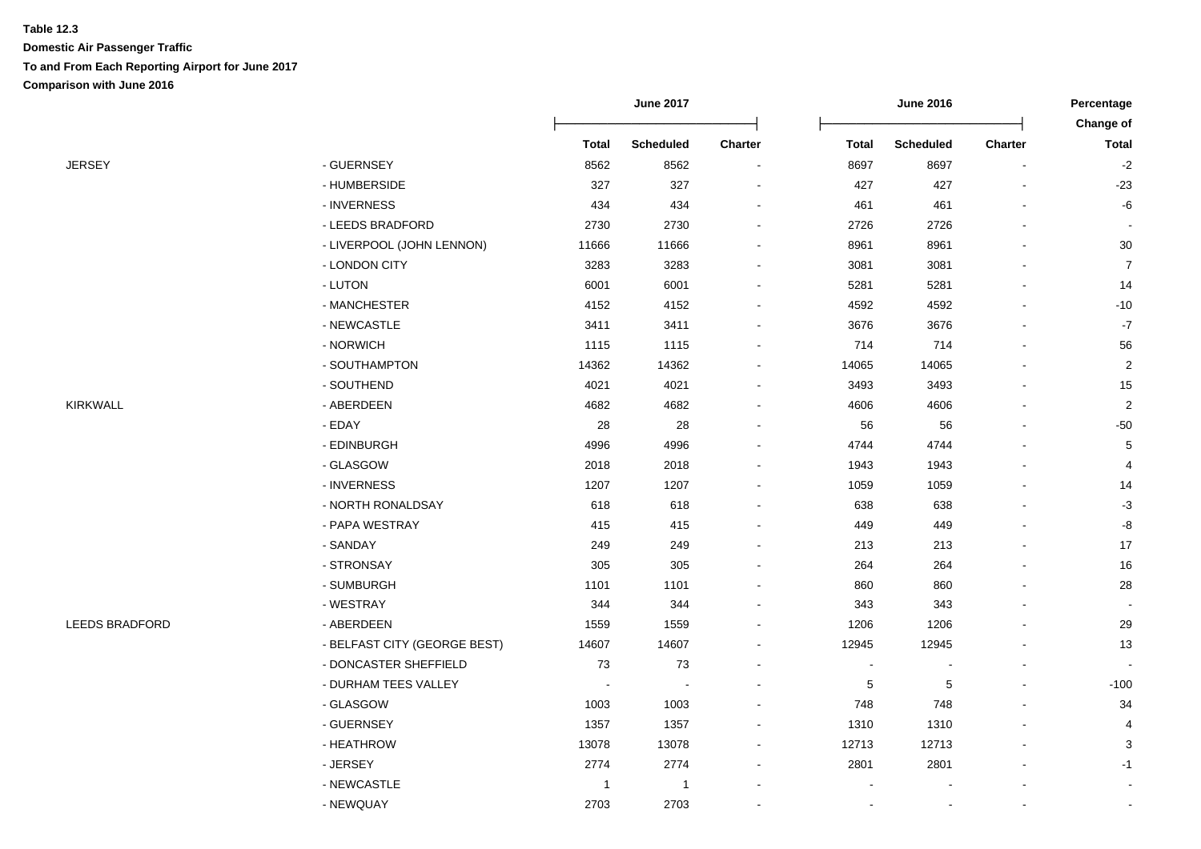**Table 12.3**

**Domestic Air Passenger Traffic**

**To and From Each Reporting Airport for June 2017**

**Comparison with June 2016**

| | | June 2017 | | | June 2016 | | | Percentage Change of |
|---|---|---|---|---|---|---|---|---|
| | | Total | Scheduled | Charter | Total | Scheduled | Charter | Total |
| JERSEY | - GUERNSEY | 8562 | 8562 | - | 8697 | 8697 | - | -2 |
| | - HUMBERSIDE | 327 | 327 | - | 427 | 427 | - | -23 |
| | - INVERNESS | 434 | 434 | - | 461 | 461 | - | -6 |
| | - LEEDS BRADFORD | 2730 | 2730 | - | 2726 | 2726 | - | - |
| | - LIVERPOOL (JOHN LENNON) | 11666 | 11666 | - | 8961 | 8961 | - | 30 |
| | - LONDON CITY | 3283 | 3283 | - | 3081 | 3081 | - | 7 |
| | - LUTON | 6001 | 6001 | - | 5281 | 5281 | - | 14 |
| | - MANCHESTER | 4152 | 4152 | - | 4592 | 4592 | - | -10 |
| | - NEWCASTLE | 3411 | 3411 | - | 3676 | 3676 | - | -7 |
| | - NORWICH | 1115 | 1115 | - | 714 | 714 | - | 56 |
| | - SOUTHAMPTON | 14362 | 14362 | - | 14065 | 14065 | - | 2 |
| | - SOUTHEND | 4021 | 4021 | - | 3493 | 3493 | - | 15 |
| KIRKWALL | - ABERDEEN | 4682 | 4682 | - | 4606 | 4606 | - | 2 |
| | - EDAY | 28 | 28 | - | 56 | 56 | - | -50 |
| | - EDINBURGH | 4996 | 4996 | - | 4744 | 4744 | - | 5 |
| | - GLASGOW | 2018 | 2018 | - | 1943 | 1943 | - | 4 |
| | - INVERNESS | 1207 | 1207 | - | 1059 | 1059 | - | 14 |
| | - NORTH RONALDSAY | 618 | 618 | - | 638 | 638 | - | -3 |
| | - PAPA WESTRAY | 415 | 415 | - | 449 | 449 | - | -8 |
| | - SANDAY | 249 | 249 | - | 213 | 213 | - | 17 |
| | - STRONSAY | 305 | 305 | - | 264 | 264 | - | 16 |
| | - SUMBURGH | 1101 | 1101 | - | 860 | 860 | - | 28 |
| | - WESTRAY | 344 | 344 | - | 343 | 343 | - | - |
| LEEDS BRADFORD | - ABERDEEN | 1559 | 1559 | - | 1206 | 1206 | - | 29 |
| | - BELFAST CITY (GEORGE BEST) | 14607 | 14607 | - | 12945 | 12945 | - | 13 |
| | - DONCASTER SHEFFIELD | 73 | 73 | - | - | - | - | - |
| | - DURHAM TEES VALLEY | - | - | - | 5 | 5 | - | -100 |
| | - GLASGOW | 1003 | 1003 | - | 748 | 748 | - | 34 |
| | - GUERNSEY | 1357 | 1357 | - | 1310 | 1310 | - | 4 |
| | - HEATHROW | 13078 | 13078 | - | 12713 | 12713 | - | 3 |
| | - JERSEY | 2774 | 2774 | - | 2801 | 2801 | - | -1 |
| | - NEWCASTLE | 1 | 1 | - | - | - | - | - |
| | - NEWQUAY | 2703 | 2703 | - | - | - | - | - |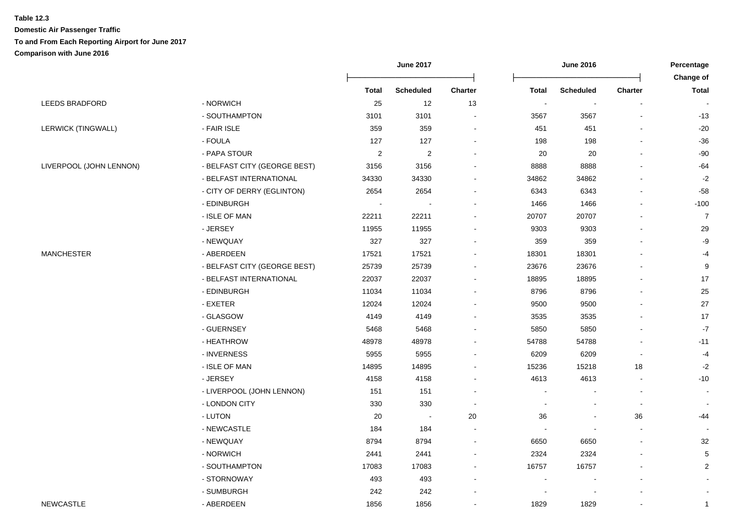**Table 12.3**

**Domestic Air Passenger Traffic**

**To and From Each Reporting Airport for June 2017**

**Comparison with June 2016**

| | | June 2017 | | | June 2016 | | | Percentage Change of |
|---|---|---|---|---|---|---|---|---|
| | | Total | Scheduled | Charter | Total | Scheduled | Charter | Total |
| LEEDS BRADFORD | - NORWICH | 25 | 12 | 13 | - | - | - | - |
| | - SOUTHAMPTON | 3101 | 3101 | - | 3567 | 3567 | - | -13 |
| LERWICK (TINGWALL) | - FAIR ISLE | 359 | 359 | - | 451 | 451 | - | -20 |
| | - FOULA | 127 | 127 | - | 198 | 198 | - | -36 |
| | - PAPA STOUR | 2 | 2 | - | 20 | 20 | - | -90 |
| LIVERPOOL (JOHN LENNON) | - BELFAST CITY (GEORGE BEST) | 3156 | 3156 | - | 8888 | 8888 | - | -64 |
| | - BELFAST INTERNATIONAL | 34330 | 34330 | - | 34862 | 34862 | - | -2 |
| | - CITY OF DERRY (EGLINTON) | 2654 | 2654 | - | 6343 | 6343 | - | -58 |
| | - EDINBURGH | - | - | - | 1466 | 1466 | - | -100 |
| | - ISLE OF MAN | 22211 | 22211 | - | 20707 | 20707 | - | 7 |
| | - JERSEY | 11955 | 11955 | - | 9303 | 9303 | - | 29 |
| | - NEWQUAY | 327 | 327 | - | 359 | 359 | - | -9 |
| MANCHESTER | - ABERDEEN | 17521 | 17521 | - | 18301 | 18301 | - | -4 |
| | - BELFAST CITY (GEORGE BEST) | 25739 | 25739 | - | 23676 | 23676 | - | 9 |
| | - BELFAST INTERNATIONAL | 22037 | 22037 | - | 18895 | 18895 | - | 17 |
| | - EDINBURGH | 11034 | 11034 | - | 8796 | 8796 | - | 25 |
| | - EXETER | 12024 | 12024 | - | 9500 | 9500 | - | 27 |
| | - GLASGOW | 4149 | 4149 | - | 3535 | 3535 | - | 17 |
| | - GUERNSEY | 5468 | 5468 | - | 5850 | 5850 | - | -7 |
| | - HEATHROW | 48978 | 48978 | - | 54788 | 54788 | - | -11 |
| | - INVERNESS | 5955 | 5955 | - | 6209 | 6209 | - | -4 |
| | - ISLE OF MAN | 14895 | 14895 | - | 15236 | 15218 | 18 | -2 |
| | - JERSEY | 4158 | 4158 | - | 4613 | 4613 | - | -10 |
| | - LIVERPOOL (JOHN LENNON) | 151 | 151 | - | - | - | - | - |
| | - LONDON CITY | 330 | 330 | - | - | - | - | - |
| | - LUTON | 20 | - | 20 | 36 | - | 36 | -44 |
| | - NEWCASTLE | 184 | 184 | - | - | - | - | - |
| | - NEWQUAY | 8794 | 8794 | - | 6650 | 6650 | - | 32 |
| | - NORWICH | 2441 | 2441 | - | 2324 | 2324 | - | 5 |
| | - SOUTHAMPTON | 17083 | 17083 | - | 16757 | 16757 | - | 2 |
| | - STORNOWAY | 493 | 493 | - | - | - | - | - |
| | - SUMBURGH | 242 | 242 | - | - | - | - | - |
| NEWCASTLE | - ABERDEEN | 1856 | 1856 | - | 1829 | 1829 | - | 1 |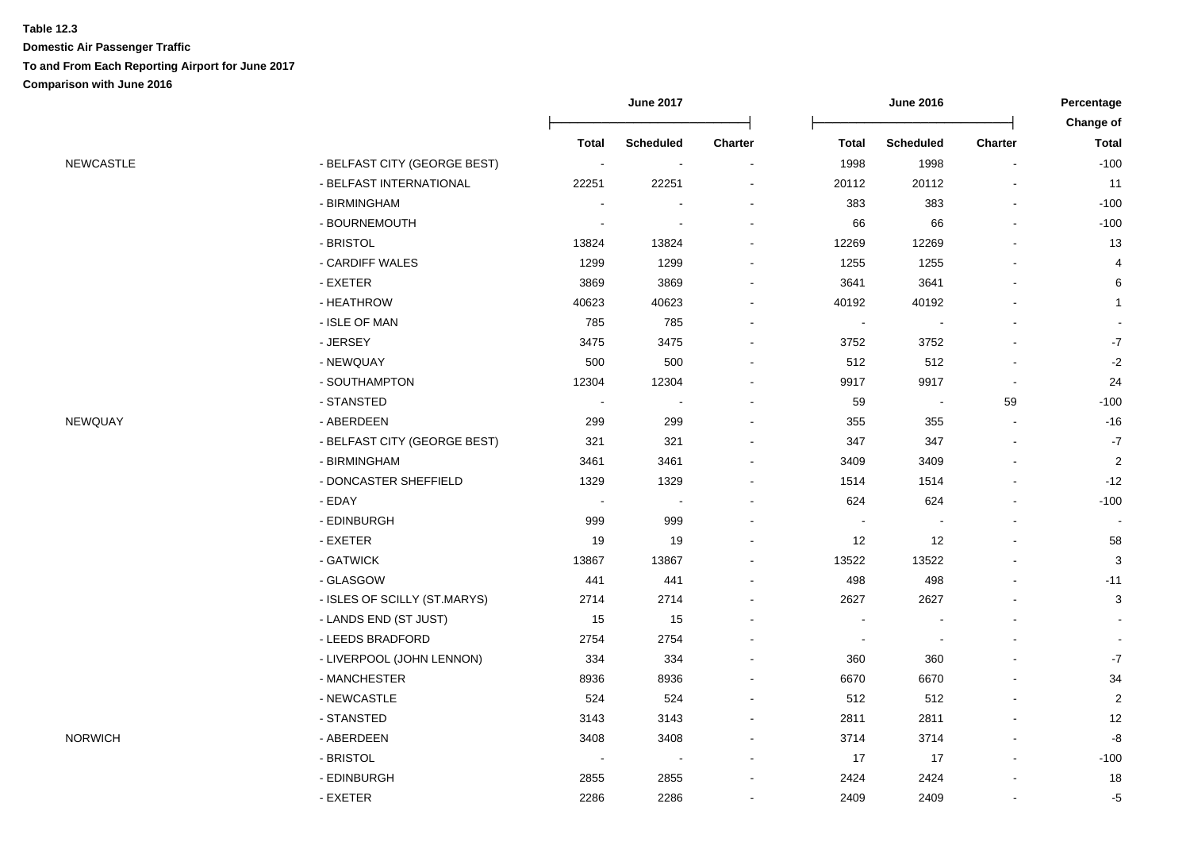**Table 12.3**

**Domestic Air Passenger Traffic**

**To and From Each Reporting Airport for June 2017**

**Comparison with June 2016**

| | | June 2017 | | | June 2016 | | | Percentage Change of |
|---|---|---|---|---|---|---|---|---|
| | | Total | Scheduled | Charter | Total | Scheduled | Charter | Total |
| NEWCASTLE | - BELFAST CITY (GEORGE BEST) | - | - | - | 1998 | 1998 | - | -100 |
| | - BELFAST INTERNATIONAL | 22251 | 22251 | - | 20112 | 20112 | - | 11 |
| | - BIRMINGHAM | - | - | - | 383 | 383 | - | -100 |
| | - BOURNEMOUTH | - | - | - | 66 | 66 | - | -100 |
| | - BRISTOL | 13824 | 13824 | - | 12269 | 12269 | - | 13 |
| | - CARDIFF WALES | 1299 | 1299 | - | 1255 | 1255 | - | 4 |
| | - EXETER | 3869 | 3869 | - | 3641 | 3641 | - | 6 |
| | - HEATHROW | 40623 | 40623 | - | 40192 | 40192 | - | 1 |
| | - ISLE OF MAN | 785 | 785 | - | - | - | - | - |
| | - JERSEY | 3475 | 3475 | - | 3752 | 3752 | - | -7 |
| | - NEWQUAY | 500 | 500 | - | 512 | 512 | - | -2 |
| | - SOUTHAMPTON | 12304 | 12304 | - | 9917 | 9917 | - | 24 |
| | - STANSTED | - | - | - | 59 | - | 59 | -100 |
| NEWQUAY | - ABERDEEN | 299 | 299 | - | 355 | 355 | - | -16 |
| | - BELFAST CITY (GEORGE BEST) | 321 | 321 | - | 347 | 347 | - | -7 |
| | - BIRMINGHAM | 3461 | 3461 | - | 3409 | 3409 | - | 2 |
| | - DONCASTER SHEFFIELD | 1329 | 1329 | - | 1514 | 1514 | - | -12 |
| | - EDAY | - | - | - | 624 | 624 | - | -100 |
| | - EDINBURGH | 999 | 999 | - | - | - | - | - |
| | - EXETER | 19 | 19 | - | 12 | 12 | - | 58 |
| | - GATWICK | 13867 | 13867 | - | 13522 | 13522 | - | 3 |
| | - GLASGOW | 441 | 441 | - | 498 | 498 | - | -11 |
| | - ISLES OF SCILLY (ST.MARYS) | 2714 | 2714 | - | 2627 | 2627 | - | 3 |
| | - LANDS END (ST JUST) | 15 | 15 | - | - | - | - | - |
| | - LEEDS BRADFORD | 2754 | 2754 | - | - | - | - | - |
| | - LIVERPOOL (JOHN LENNON) | 334 | 334 | - | 360 | 360 | - | -7 |
| | - MANCHESTER | 8936 | 8936 | - | 6670 | 6670 | - | 34 |
| | - NEWCASTLE | 524 | 524 | - | 512 | 512 | - | 2 |
| | - STANSTED | 3143 | 3143 | - | 2811 | 2811 | - | 12 |
| NORWICH | - ABERDEEN | 3408 | 3408 | - | 3714 | 3714 | - | -8 |
| | - BRISTOL | - | - | - | 17 | 17 | - | -100 |
| | - EDINBURGH | 2855 | 2855 | - | 2424 | 2424 | - | 18 |
| | - EXETER | 2286 | 2286 | - | 2409 | 2409 | - | -5 |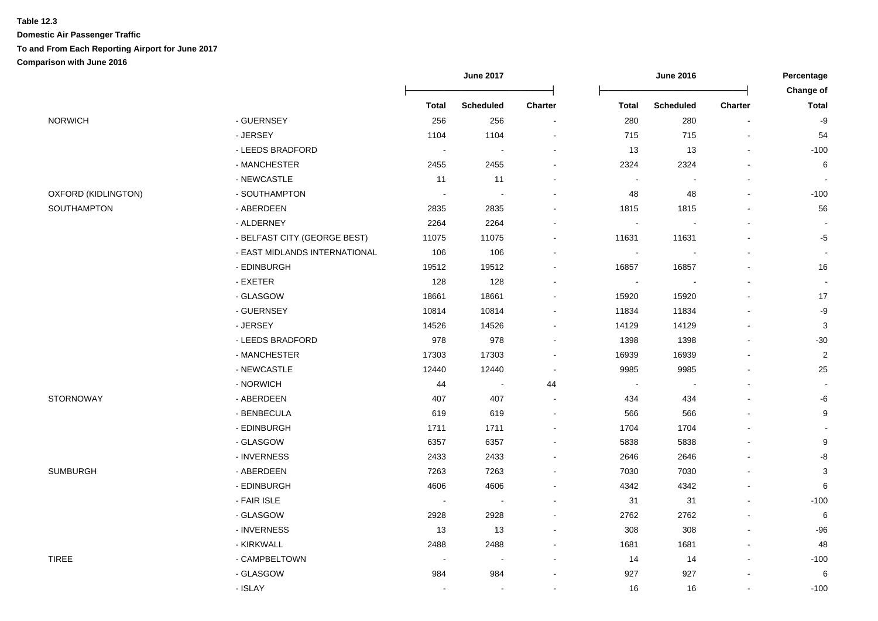**Table 12.3**

**Domestic Air Passenger Traffic**

**To and From Each Reporting Airport for June 2017**

**Comparison with June 2016**

| | | June 2017 | | | June 2016 | | | Percentage Change of |
|---|---|---|---|---|---|---|---|---|
| | | Total | Scheduled | Charter | Total | Scheduled | Charter | Total |
| NORWICH | - GUERNSEY | 256 | 256 | - | 280 | 280 | - | -9 |
| | - JERSEY | 1104 | 1104 | - | 715 | 715 | - | 54 |
| | - LEEDS BRADFORD | - | - | - | 13 | 13 | - | -100 |
| | - MANCHESTER | 2455 | 2455 | - | 2324 | 2324 | - | 6 |
| | - NEWCASTLE | 11 | 11 | - | - | - | - | - |
| OXFORD (KIDLINGTON) | - SOUTHAMPTON | - | - | - | 48 | 48 | - | -100 |
| SOUTHAMPTON | - ABERDEEN | 2835 | 2835 | - | 1815 | 1815 | - | 56 |
| | - ALDERNEY | 2264 | 2264 | - | - | - | - | - |
| | - BELFAST CITY (GEORGE BEST) | 11075 | 11075 | - | 11631 | 11631 | - | -5 |
| | - EAST MIDLANDS INTERNATIONAL | 106 | 106 | - | - | - | - | - |
| | - EDINBURGH | 19512 | 19512 | - | 16857 | 16857 | - | 16 |
| | - EXETER | 128 | 128 | - | - | - | - | - |
| | - GLASGOW | 18661 | 18661 | - | 15920 | 15920 | - | 17 |
| | - GUERNSEY | 10814 | 10814 | - | 11834 | 11834 | - | -9 |
| | - JERSEY | 14526 | 14526 | - | 14129 | 14129 | - | 3 |
| | - LEEDS BRADFORD | 978 | 978 | - | 1398 | 1398 | - | -30 |
| | - MANCHESTER | 17303 | 17303 | - | 16939 | 16939 | - | 2 |
| | - NEWCASTLE | 12440 | 12440 | - | 9985 | 9985 | - | 25 |
| | - NORWICH | 44 | - | 44 | - | - | - | - |
| STORNOWAY | - ABERDEEN | 407 | 407 | - | 434 | 434 | - | -6 |
| | - BENBECULA | 619 | 619 | - | 566 | 566 | - | 9 |
| | - EDINBURGH | 1711 | 1711 | - | 1704 | 1704 | - | - |
| | - GLASGOW | 6357 | 6357 | - | 5838 | 5838 | - | 9 |
| | - INVERNESS | 2433 | 2433 | - | 2646 | 2646 | - | -8 |
| SUMBURGH | - ABERDEEN | 7263 | 7263 | - | 7030 | 7030 | - | 3 |
| | - EDINBURGH | 4606 | 4606 | - | 4342 | 4342 | - | 6 |
| | - FAIR ISLE | - | - | - | 31 | 31 | - | -100 |
| | - GLASGOW | 2928 | 2928 | - | 2762 | 2762 | - | 6 |
| | - INVERNESS | 13 | 13 | - | 308 | 308 | - | -96 |
| | - KIRKWALL | 2488 | 2488 | - | 1681 | 1681 | - | 48 |
| TIREE | - CAMPBELTOWN | - | - | - | 14 | 14 | - | -100 |
| | - GLASGOW | 984 | 984 | - | 927 | 927 | - | 6 |
| | - ISLAY | - | - | - | 16 | 16 | - | -100 |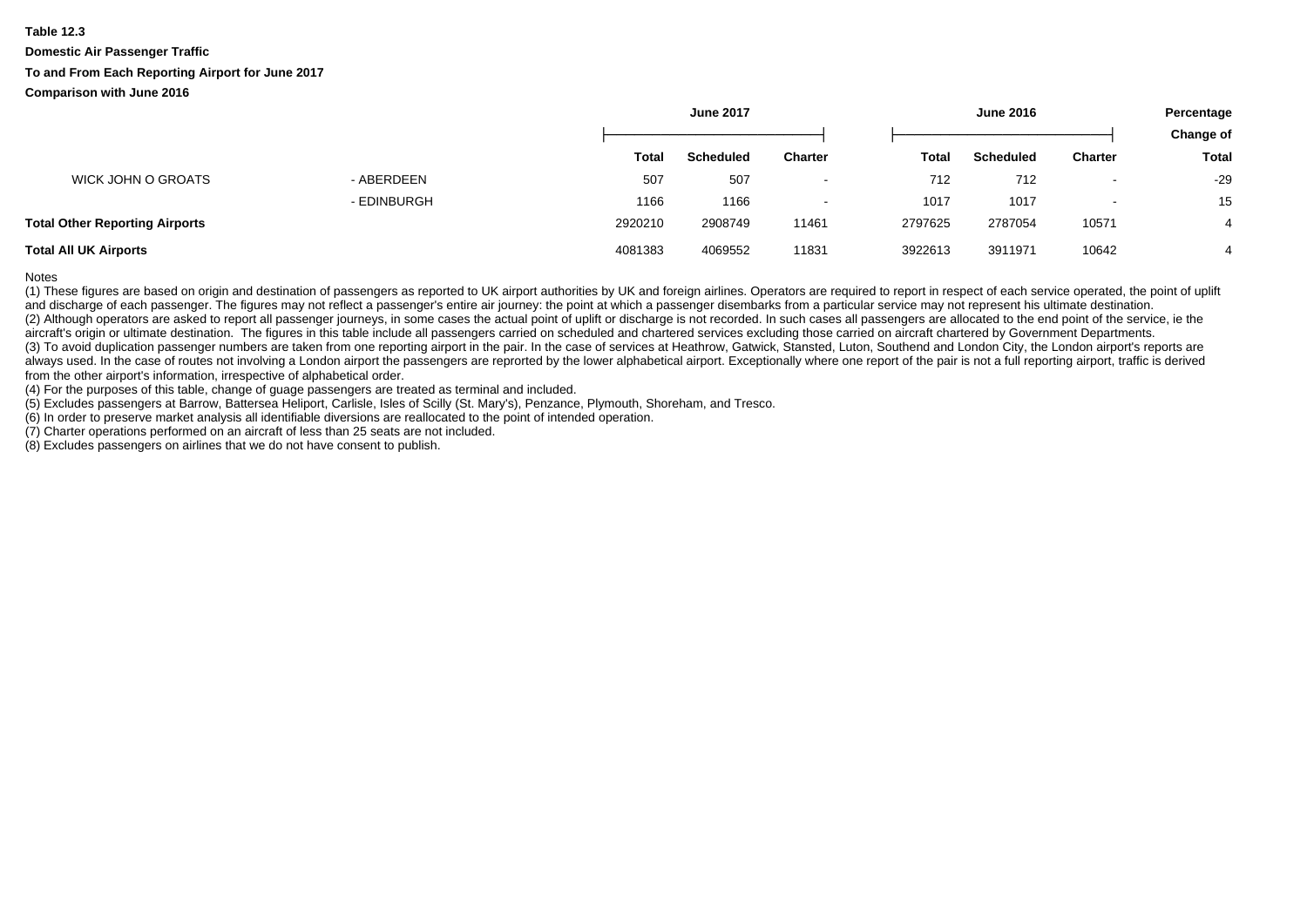**Table 12.3**

**Domestic Air Passenger Traffic**

**To and From Each Reporting Airport for June 2017**

**Comparison with June 2016**

| | | June 2017 | | | June 2016 | | | Percentage Change of |
|---|---|---|---|---|---|---|---|---|
| | | Total | Scheduled | Charter | Total | Scheduled | Charter | Total |
| WICK JOHN O GROATS | - ABERDEEN | 507 | 507 | - | 712 | 712 | - | -29 |
| | - EDINBURGH | 1166 | 1166 | - | 1017 | 1017 | - | 15 |
| **Total Other Reporting Airports** | | 2920210 | 2908749 | 11461 | 2797625 | 2787054 | 10571 | 4 |
| **Total All UK Airports** | | 4081383 | 4069552 | 11831 | 3922613 | 3911971 | 10642 | 4 |

Notes

(1) These figures are based on origin and destination of passengers as reported to UK airport authorities by UK and foreign airlines. Operators are required to report in respect of each service operated, the point of uplift and discharge of each passenger. The figures may not reflect a passenger's entire air journey: the point at which a passenger disembarks from a particular service may not represent his ultimate destination.

(2) Although operators are asked to report all passenger journeys, in some cases the actual point of uplift or discharge is not recorded. In such cases all passengers are allocated to the end point of the service, ie the aircraft's origin or ultimate destination. The figures in this table include all passengers carried on scheduled and chartered services excluding those carried on aircraft chartered by Government Departments.

(3) To avoid duplication passenger numbers are taken from one reporting airport in the pair. In the case of services at Heathrow, Gatwick, Stansted, Luton, Southend and London City, the London airport's reports are always used. In the case of routes not involving a London airport the passengers are reprorted by the lower alphabetical airport. Exceptionally where one report of the pair is not a full reporting airport, traffic is derived from the other airport's information, irrespective of alphabetical order.

(4) For the purposes of this table, change of guage passengers are treated as terminal and included.

(5) Excludes passengers at Barrow, Battersea Heliport, Carlisle, Isles of Scilly (St. Mary's), Penzance, Plymouth, Shoreham, and Tresco.

(6) In order to preserve market analysis all identifiable diversions are reallocated to the point of intended operation.

(7) Charter operations performed on an aircraft of less than 25 seats are not included.

(8) Excludes passengers on airlines that we do not have consent to publish.